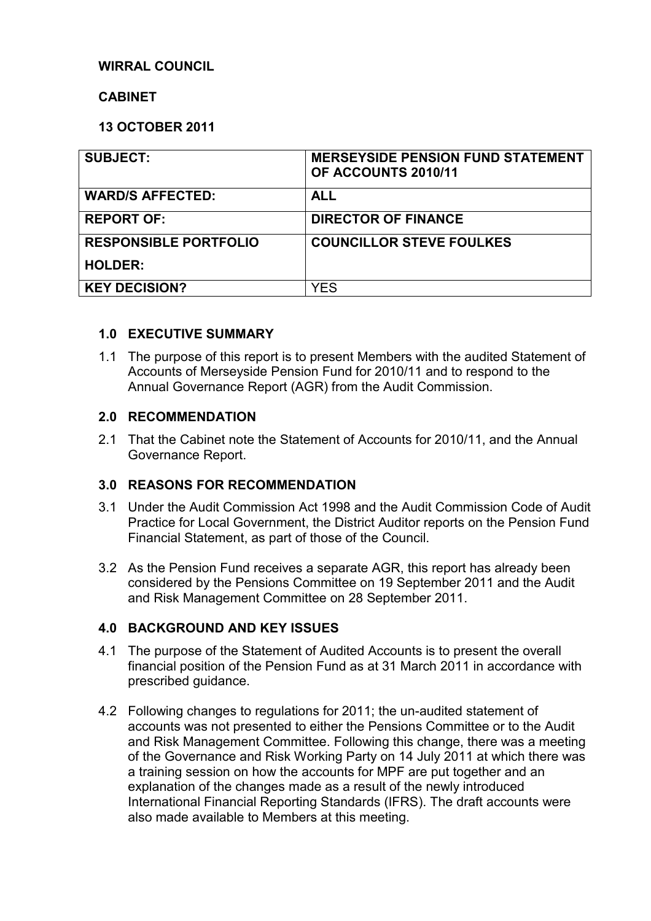**WIRRAL COUNCIL**

**CABINET**

**13 OCTOBER 2011**

| | |
|---|---|
| **SUBJECT:** | **MERSEYSIDE PENSION FUND STATEMENT OF ACCOUNTS 2010/11** |
| **WARD/S AFFECTED:** | **ALL** |
| **REPORT OF:** | **DIRECTOR OF FINANCE** |
| **RESPONSIBLE PORTFOLIO HOLDER:** | **COUNCILLOR STEVE FOULKES** |
| **KEY DECISION?** | YES |

## 1.0 EXECUTIVE SUMMARY

1.1 The purpose of this report is to present Members with the audited Statement of Accounts of Merseyside Pension Fund for 2010/11 and to respond to the Annual Governance Report (AGR) from the Audit Commission.

## 2.0 RECOMMENDATION

2.1 That the Cabinet note the Statement of Accounts for 2010/11, and the Annual Governance Report.

## 3.0 REASONS FOR RECOMMENDATION

3.1 Under the Audit Commission Act 1998 and the Audit Commission Code of Audit Practice for Local Government, the District Auditor reports on the Pension Fund Financial Statement, as part of those of the Council.

3.2 As the Pension Fund receives a separate AGR, this report has already been considered by the Pensions Committee on 19 September 2011 and the Audit and Risk Management Committee on 28 September 2011.

## 4.0 BACKGROUND AND KEY ISSUES

4.1 The purpose of the Statement of Audited Accounts is to present the overall financial position of the Pension Fund as at 31 March 2011 in accordance with prescribed guidance.

4.2 Following changes to regulations for 2011; the un-audited statement of accounts was not presented to either the Pensions Committee or to the Audit and Risk Management Committee. Following this change, there was a meeting of the Governance and Risk Working Party on 14 July 2011 at which there was a training session on how the accounts for MPF are put together and an explanation of the changes made as a result of the newly introduced International Financial Reporting Standards (IFRS). The draft accounts were also made available to Members at this meeting.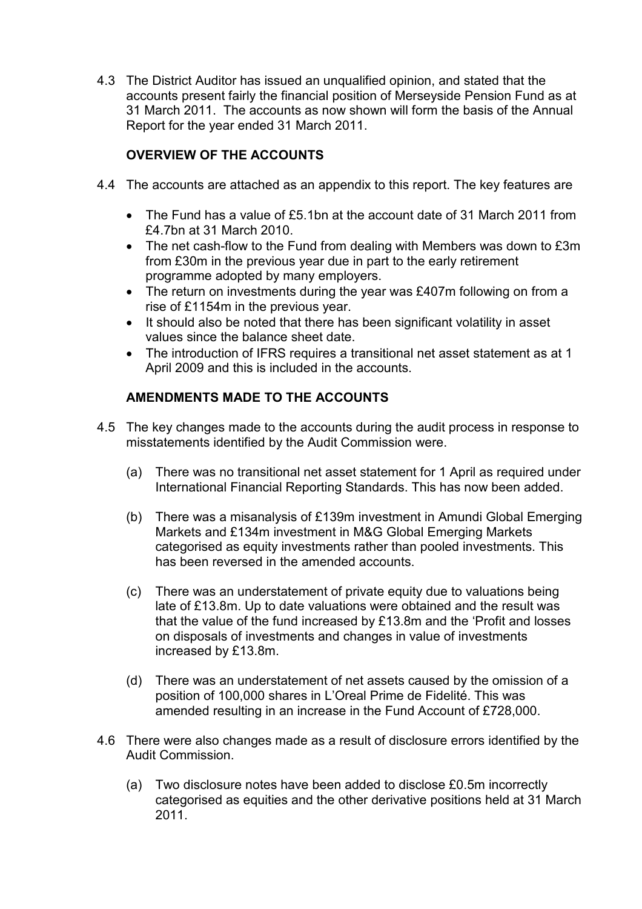4.3 The District Auditor has issued an unqualified opinion, and stated that the accounts present fairly the financial position of Merseyside Pension Fund as at 31 March 2011. The accounts as now shown will form the basis of the Annual Report for the year ended 31 March 2011.

**OVERVIEW OF THE ACCOUNTS**

4.4 The accounts are attached as an appendix to this report. The key features are

- The Fund has a value of £5.1bn at the account date of 31 March 2011 from £4.7bn at 31 March 2010.
- The net cash-flow to the Fund from dealing with Members was down to £3m from £30m in the previous year due in part to the early retirement programme adopted by many employers.
- The return on investments during the year was £407m following on from a rise of £1154m in the previous year.
- It should also be noted that there has been significant volatility in asset values since the balance sheet date.
- The introduction of IFRS requires a transitional net asset statement as at 1 April 2009 and this is included in the accounts.

**AMENDMENTS MADE TO THE ACCOUNTS**

4.5 The key changes made to the accounts during the audit process in response to misstatements identified by the Audit Commission were.

(a) There was no transitional net asset statement for 1 April as required under International Financial Reporting Standards. This has now been added.

(b) There was a misanalysis of £139m investment in Amundi Global Emerging Markets and £134m investment in M&G Global Emerging Markets categorised as equity investments rather than pooled investments. This has been reversed in the amended accounts.

(c) There was an understatement of private equity due to valuations being late of £13.8m. Up to date valuations were obtained and the result was that the value of the fund increased by £13.8m and the 'Profit and losses on disposals of investments and changes in value of investments increased by £13.8m.

(d) There was an understatement of net assets caused by the omission of a position of 100,000 shares in L'Oreal Prime de Fidelité. This was amended resulting in an increase in the Fund Account of £728,000.

4.6 There were also changes made as a result of disclosure errors identified by the Audit Commission.

(a) Two disclosure notes have been added to disclose £0.5m incorrectly categorised as equities and the other derivative positions held at 31 March 2011.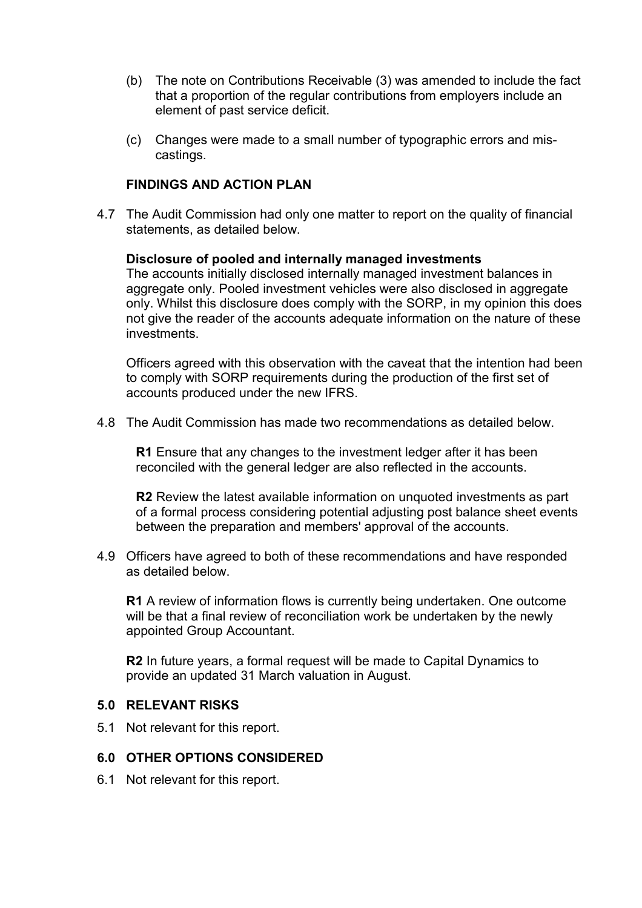(b) The note on Contributions Receivable (3) was amended to include the fact that a proportion of the regular contributions from employers include an element of past service deficit.

(c) Changes were made to a small number of typographic errors and mis-castings.

**FINDINGS AND ACTION PLAN**

4.7 The Audit Commission had only one matter to report on the quality of financial statements, as detailed below.

**Disclosure of pooled and internally managed investments**
The accounts initially disclosed internally managed investment balances in aggregate only. Pooled investment vehicles were also disclosed in aggregate only. Whilst this disclosure does comply with the SORP, in my opinion this does not give the reader of the accounts adequate information on the nature of these investments.

Officers agreed with this observation with the caveat that the intention had been to comply with SORP requirements during the production of the first set of accounts produced under the new IFRS.

4.8 The Audit Commission has made two recommendations as detailed below.

**R1** Ensure that any changes to the investment ledger after it has been reconciled with the general ledger are also reflected in the accounts.

**R2** Review the latest available information on unquoted investments as part of a formal process considering potential adjusting post balance sheet events between the preparation and members' approval of the accounts.

4.9 Officers have agreed to both of these recommendations and have responded as detailed below.

**R1** A review of information flows is currently being undertaken. One outcome will be that a final review of reconciliation work be undertaken by the newly appointed Group Accountant.

**R2** In future years, a formal request will be made to Capital Dynamics to provide an updated 31 March valuation in August.

## 5.0 RELEVANT RISKS

5.1 Not relevant for this report.

## 6.0 OTHER OPTIONS CONSIDERED

6.1 Not relevant for this report.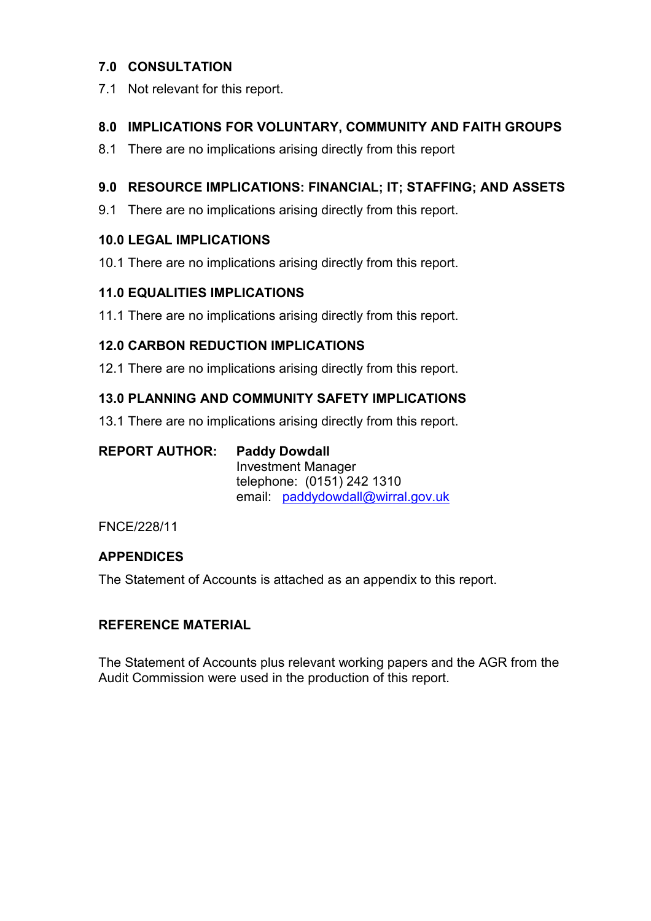## 7.0 CONSULTATION

7.1 Not relevant for this report.

## 8.0 IMPLICATIONS FOR VOLUNTARY, COMMUNITY AND FAITH GROUPS

8.1 There are no implications arising directly from this report

## 9.0 RESOURCE IMPLICATIONS: FINANCIAL; IT; STAFFING; AND ASSETS

9.1 There are no implications arising directly from this report.

## 10.0 LEGAL IMPLICATIONS

10.1 There are no implications arising directly from this report.

## 11.0 EQUALITIES IMPLICATIONS

11.1 There are no implications arising directly from this report.

## 12.0 CARBON REDUCTION IMPLICATIONS

12.1 There are no implications arising directly from this report.

## 13.0 PLANNING AND COMMUNITY SAFETY IMPLICATIONS

13.1 There are no implications arising directly from this report.

**REPORT AUTHOR:** **Paddy Dowdall**
Investment Manager
telephone: (0151) 242 1310
email: paddydowdall@wirral.gov.uk

FNCE/228/11

## APPENDICES

The Statement of Accounts is attached as an appendix to this report.

## REFERENCE MATERIAL

The Statement of Accounts plus relevant working papers and the AGR from the Audit Commission were used in the production of this report.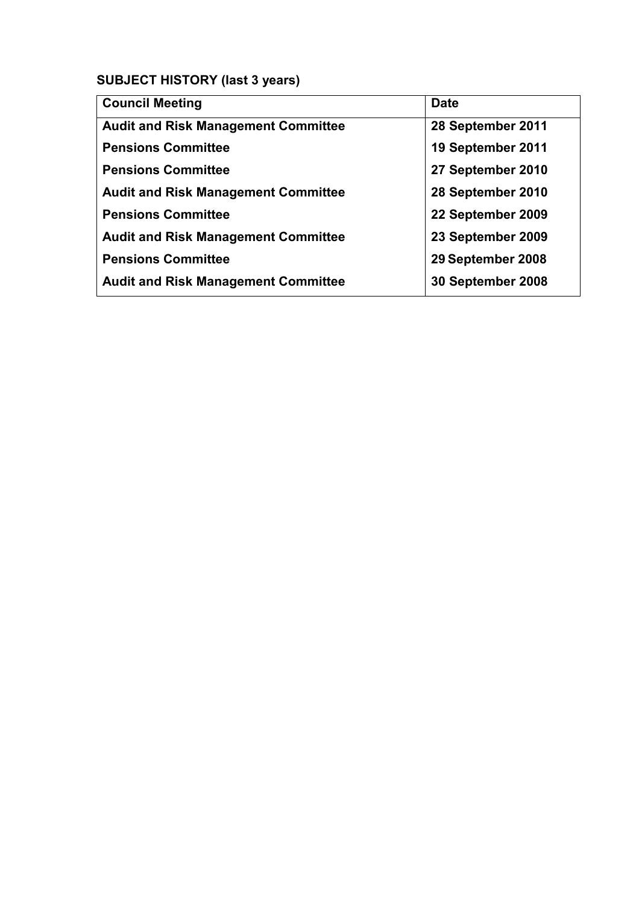**SUBJECT HISTORY (last 3 years)**

| Council Meeting | Date |
|---|---|
| **Audit and Risk Management Committee** | **28 September 2011** |
| **Pensions Committee** | **19 September 2011** |
| **Pensions Committee** | **27 September 2010** |
| **Audit and Risk Management Committee** | **28 September 2010** |
| **Pensions Committee** | **22 September 2009** |
| **Audit and Risk Management Committee** | **23 September 2009** |
| **Pensions Committee** | **29 September 2008** |
| **Audit and Risk Management Committee** | **30 September 2008** |